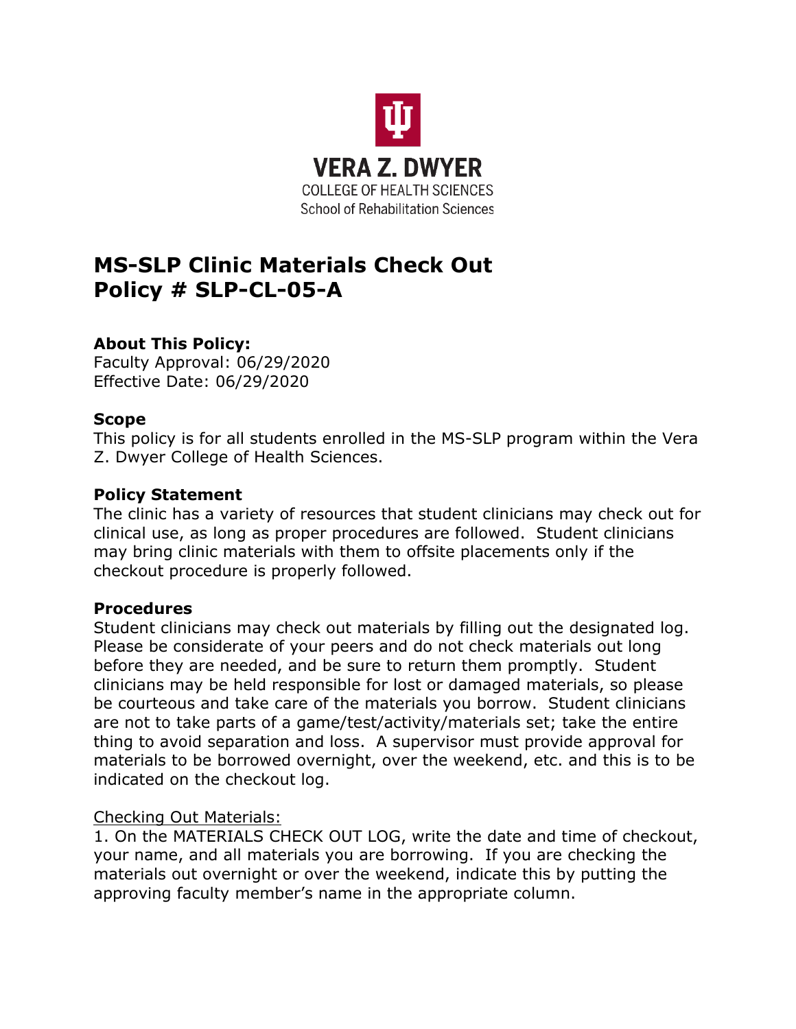VERA Z. DWYER
COLLEGE OF HEALTH SCIENCES
School of Rehabilitation Sciences

# MS-SLP Clinic Materials Check Out
# Policy # SLP-CL-05-A

### About This Policy:

Faculty Approval: 06/29/2020
Effective Date: 06/29/2020

### Scope

This policy is for all students enrolled in the MS-SLP program within the Vera Z. Dwyer College of Health Sciences.

### Policy Statement

The clinic has a variety of resources that student clinicians may check out for clinical use, as long as proper procedures are followed. Student clinicians may bring clinic materials with them to offsite placements only if the checkout procedure is properly followed.

### Procedures

Student clinicians may check out materials by filling out the designated log. Please be considerate of your peers and do not check materials out long before they are needed, and be sure to return them promptly. Student clinicians may be held responsible for lost or damaged materials, so please be courteous and take care of the materials you borrow. Student clinicians are not to take parts of a game/test/activity/materials set; take the entire thing to avoid separation and loss. A supervisor must provide approval for materials to be borrowed overnight, over the weekend, etc. and this is to be indicated on the checkout log.

Checking Out Materials:

1. On the MATERIALS CHECK OUT LOG, write the date and time of checkout, your name, and all materials you are borrowing. If you are checking the materials out overnight or over the weekend, indicate this by putting the approving faculty member's name in the appropriate column.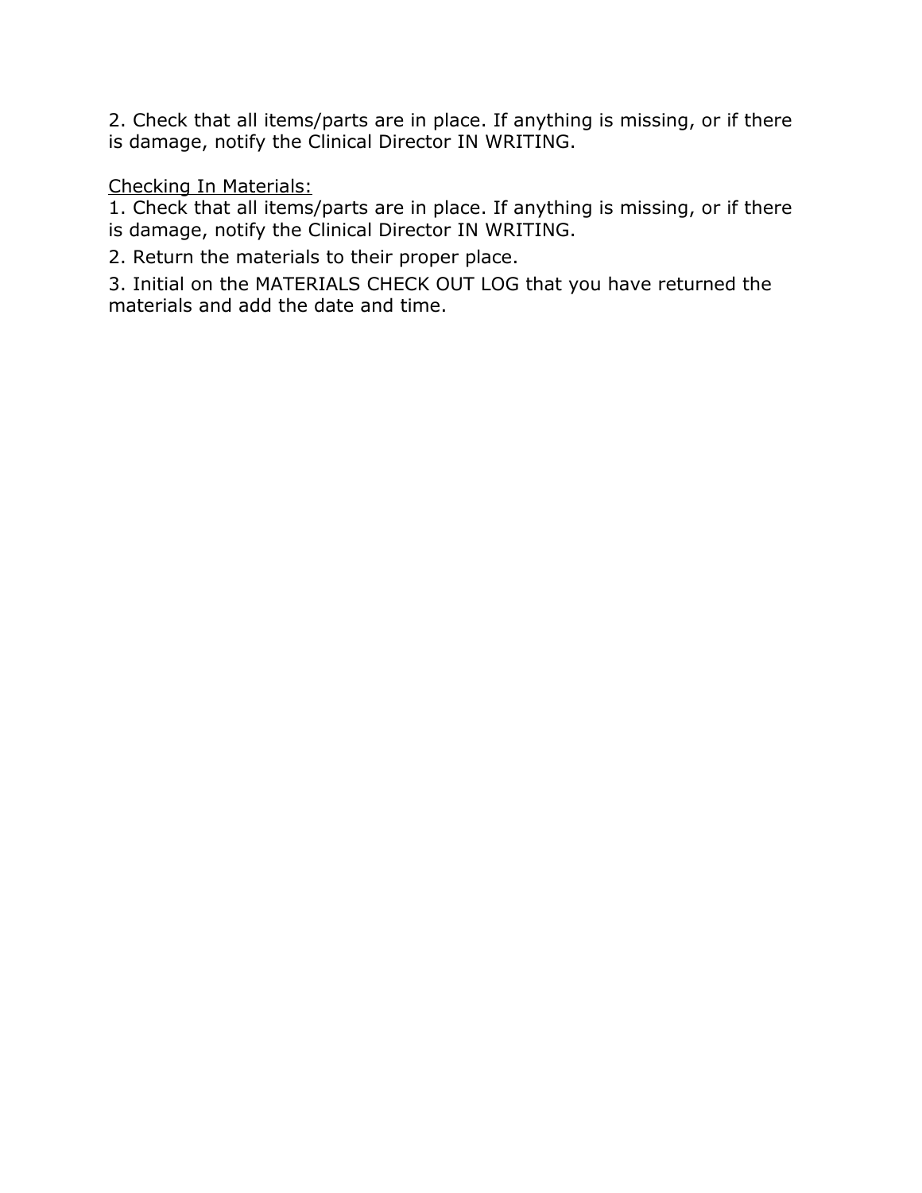2. Check that all items/parts are in place. If anything is missing, or if there is damage, notify the Clinical Director IN WRITING.

Checking In Materials:

1. Check that all items/parts are in place. If anything is missing, or if there is damage, notify the Clinical Director IN WRITING.
2. Return the materials to their proper place.
3. Initial on the MATERIALS CHECK OUT LOG that you have returned the materials and add the date and time.